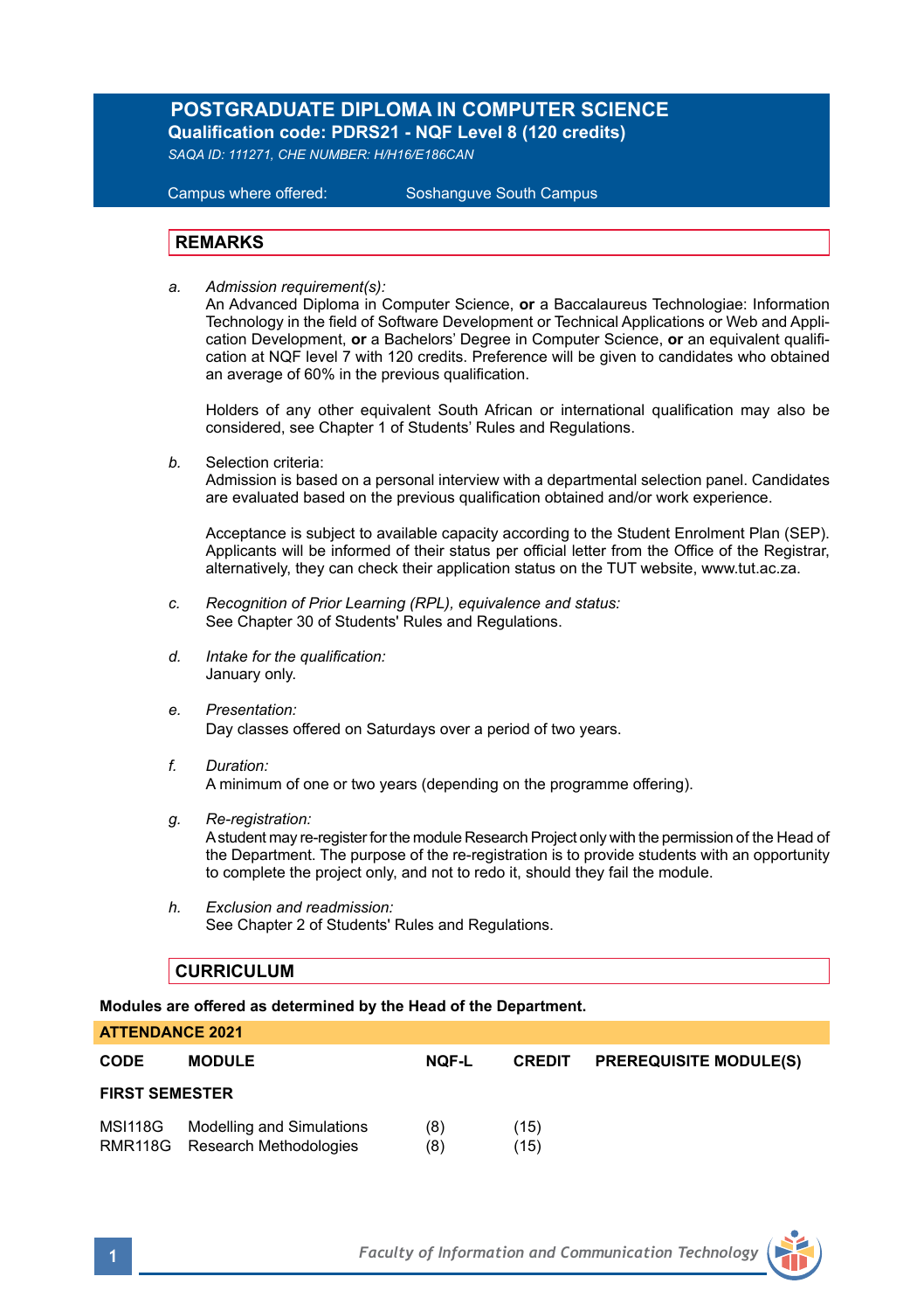# POSTGRADUATE DIPLOMA IN COMPUTER SCIENCE

**Qualification code: PDRS21 - NQF Level 8 (120 credits)**

*SAQA ID: 111271, CHE NUMBER: H/H16/E186CAN*

Campus where offered: Soshanguve South Campus

## REMARKS

*a. Admission requirement(s):*
An Advanced Diploma in Computer Science, **or** a Baccalaureus Technologiae: Information Technology in the field of Software Development or Technical Applications or Web and Application Development, **or** a Bachelors' Degree in Computer Science, **or** an equivalent qualification at NQF level 7 with 120 credits. Preference will be given to candidates who obtained an average of 60% in the previous qualification.

Holders of any other equivalent South African or international qualification may also be considered, see Chapter 1 of Students' Rules and Regulations.

*b.* Selection criteria:
Admission is based on a personal interview with a departmental selection panel. Candidates are evaluated based on the previous qualification obtained and/or work experience.

Acceptance is subject to available capacity according to the Student Enrolment Plan (SEP). Applicants will be informed of their status per official letter from the Office of the Registrar, alternatively, they can check their application status on the TUT website, www.tut.ac.za.

*c. Recognition of Prior Learning (RPL), equivalence and status:*
See Chapter 30 of Students' Rules and Regulations.

*d. Intake for the qualification:*
January only.

*e. Presentation:*
Day classes offered on Saturdays over a period of two years.

*f. Duration:*
A minimum of one or two years (depending on the programme offering).

*g. Re-registration:*
A student may re-register for the module Research Project only with the permission of the Head of the Department. The purpose of the re-registration is to provide students with an opportunity to complete the project only, and not to redo it, should they fail the module.

*h. Exclusion and readmission:*
See Chapter 2 of Students' Rules and Regulations.

## CURRICULUM

**Modules are offered as determined by the Head of the Department.**

**ATTENDANCE 2021**

| CODE | MODULE | NQF-L | CREDIT | PREREQUISITE MODULE(S) |
|---|---|---|---|---|
| **FIRST SEMESTER** | | | | |
| MSI118G | Modelling and Simulations | (8) | (15) | |
| RMR118G | Research Methodologies | (8) | (15) | |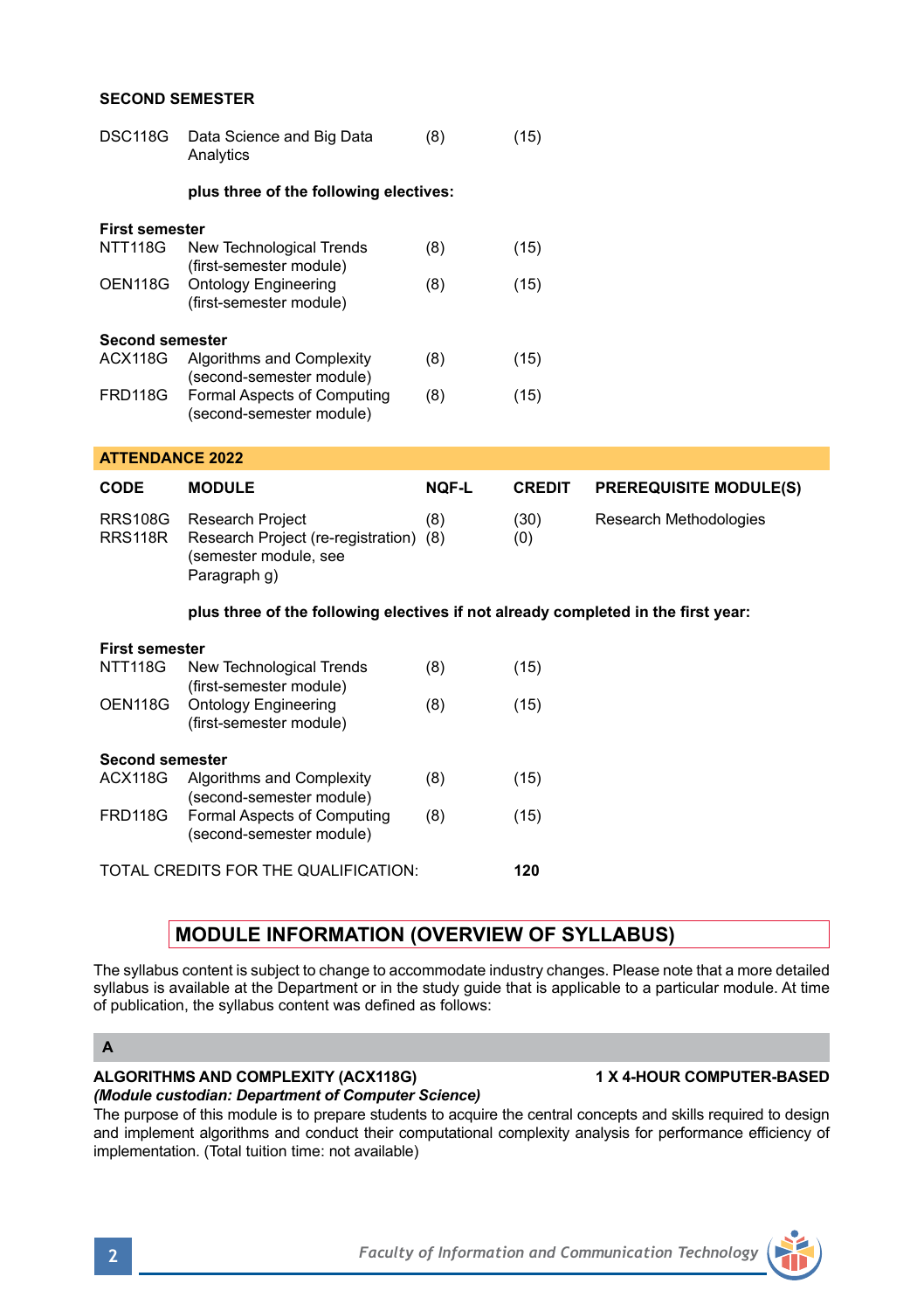**SECOND SEMESTER**

| | | | |
|---|---|---|---|
| DSC118G | Data Science and Big Data Analytics | (8) | (15) |

**plus three of the following electives:**

**First semester**

| | | | |
|---|---|---|---|
| NTT118G | New Technological Trends (first-semester module) | (8) | (15) |
| OEN118G | Ontology Engineering (first-semester module) | (8) | (15) |

**Second semester**

| | | | |
|---|---|---|---|
| ACX118G | Algorithms and Complexity (second-semester module) | (8) | (15) |
| FRD118G | Formal Aspects of Computing (second-semester module) | (8) | (15) |

## ATTENDANCE 2022

| CODE | MODULE | NQF-L | CREDIT | PREREQUISITE MODULE(S) |
|---|---|---|---|---|
| RRS108G | Research Project | (8) | (30) | Research Methodologies |
| RRS118R | Research Project (re-registration) (semester module, see Paragraph g) | (8) | (0) | |

**plus three of the following electives if not already completed in the first year:**

**First semester**

| | | | |
|---|---|---|---|
| NTT118G | New Technological Trends (first-semester module) | (8) | (15) |
| OEN118G | Ontology Engineering (first-semester module) | (8) | (15) |

**Second semester**

| | | | |
|---|---|---|---|
| ACX118G | Algorithms and Complexity (second-semester module) | (8) | (15) |
| FRD118G | Formal Aspects of Computing (second-semester module) | (8) | (15) |

TOTAL CREDITS FOR THE QUALIFICATION: **120**

## MODULE INFORMATION (OVERVIEW OF SYLLABUS)

The syllabus content is subject to change to accommodate industry changes. Please note that a more detailed syllabus is available at the Department or in the study guide that is applicable to a particular module. At time of publication, the syllabus content was defined as follows:

### A

**ALGORITHMS AND COMPLEXITY (ACX118G)** **1 X 4-HOUR COMPUTER-BASED**
***(Module custodian: Department of Computer Science)***
The purpose of this module is to prepare students to acquire the central concepts and skills required to design and implement algorithms and conduct their computational complexity analysis for performance efficiency of implementation. (Total tuition time: not available)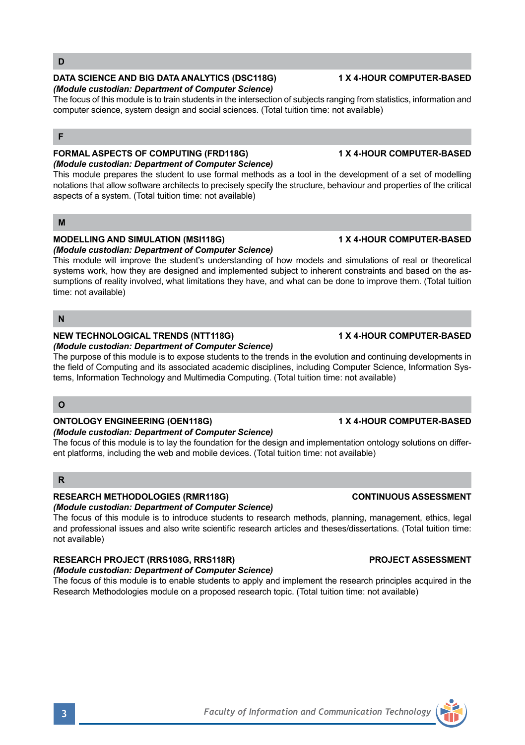## D

**DATA SCIENCE AND BIG DATA ANALYTICS (DSC118G) 1 X 4-HOUR COMPUTER-BASED**

***(Module custodian: Department of Computer Science)***

The focus of this module is to train students in the intersection of subjects ranging from statistics, information and computer science, system design and social sciences. (Total tuition time: not available)

## F

**FORMAL ASPECTS OF COMPUTING (FRD118G) 1 X 4-HOUR COMPUTER-BASED**

***(Module custodian: Department of Computer Science)***

This module prepares the student to use formal methods as a tool in the development of a set of modelling notations that allow software architects to precisely specify the structure, behaviour and properties of the critical aspects of a system. (Total tuition time: not available)

## M

**MODELLING AND SIMULATION (MSI118G) 1 X 4-HOUR COMPUTER-BASED**

***(Module custodian: Department of Computer Science)***

This module will improve the student's understanding of how models and simulations of real or theoretical systems work, how they are designed and implemented subject to inherent constraints and based on the assumptions of reality involved, what limitations they have, and what can be done to improve them. (Total tuition time: not available)

## N

**NEW TECHNOLOGICAL TRENDS (NTT118G) 1 X 4-HOUR COMPUTER-BASED**

***(Module custodian: Department of Computer Science)***

The purpose of this module is to expose students to the trends in the evolution and continuing developments in the field of Computing and its associated academic disciplines, including Computer Science, Information Systems, Information Technology and Multimedia Computing. (Total tuition time: not available)

## O

**ONTOLOGY ENGINEERING (OEN118G) 1 X 4-HOUR COMPUTER-BASED**

***(Module custodian: Department of Computer Science)***

The focus of this module is to lay the foundation for the design and implementation ontology solutions on different platforms, including the web and mobile devices. (Total tuition time: not available)

## R

**RESEARCH METHODOLOGIES (RMR118G) CONTINUOUS ASSESSMENT**

***(Module custodian: Department of Computer Science)***

The focus of this module is to introduce students to research methods, planning, management, ethics, legal and professional issues and also write scientific research articles and theses/dissertations. (Total tuition time: not available)

**RESEARCH PROJECT (RRS108G, RRS118R) PROJECT ASSESSMENT**

***(Module custodian: Department of Computer Science)***

The focus of this module is to enable students to apply and implement the research principles acquired in the Research Methodologies module on a proposed research topic. (Total tuition time: not available)